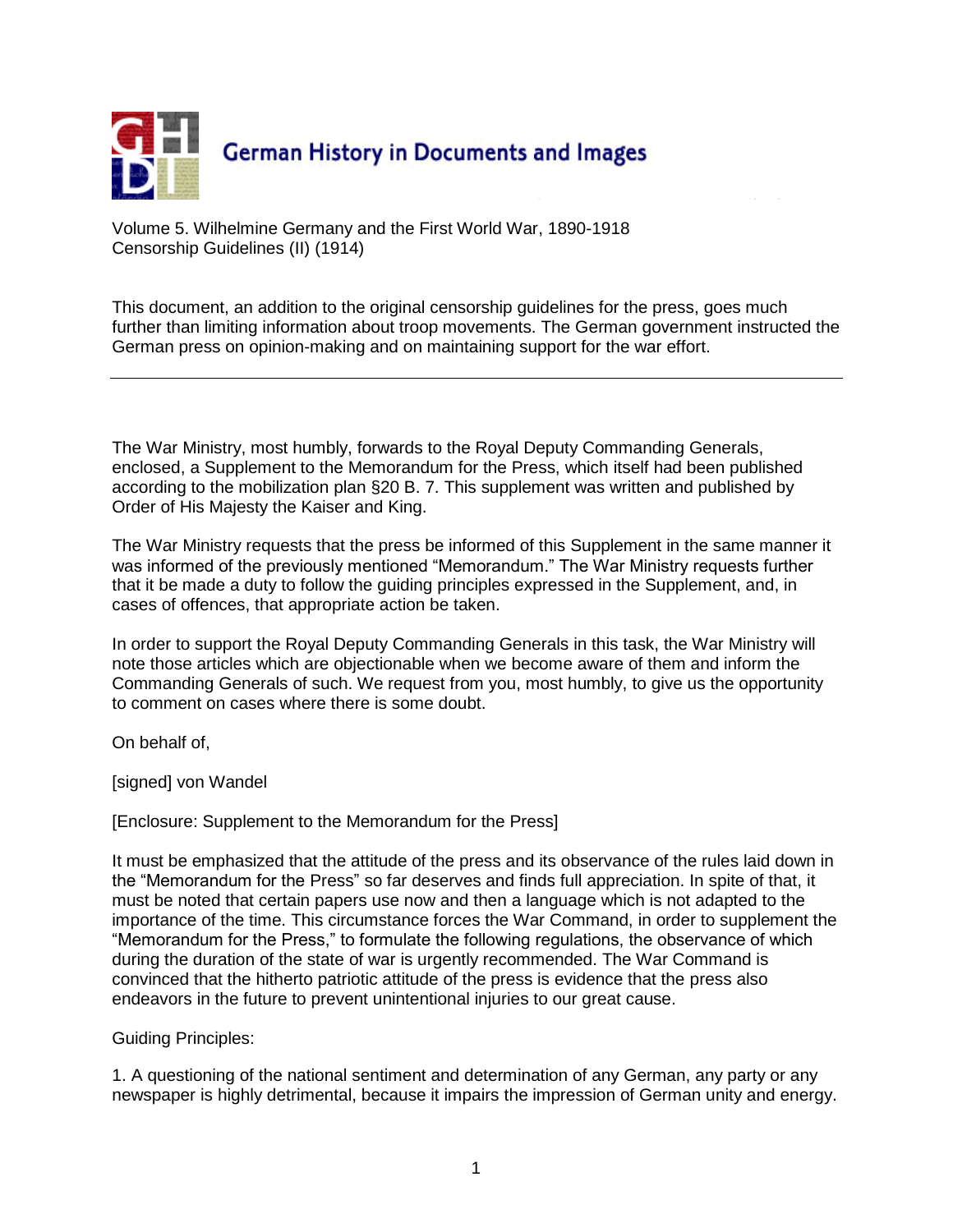German History in Documents and Images

Volume 5. Wilhelmine Germany and the First World War, 1890-1918
Censorship Guidelines (II) (1914)

This document, an addition to the original censorship guidelines for the press, goes much further than limiting information about troop movements. The German government instructed the German press on opinion-making and on maintaining support for the war effort.

---

The War Ministry, most humbly, forwards to the Royal Deputy Commanding Generals, enclosed, a Supplement to the Memorandum for the Press, which itself had been published according to the mobilization plan §20 B. 7. This supplement was written and published by Order of His Majesty the Kaiser and King.

The War Ministry requests that the press be informed of this Supplement in the same manner it was informed of the previously mentioned "Memorandum." The War Ministry requests further that it be made a duty to follow the guiding principles expressed in the Supplement, and, in cases of offences, that appropriate action be taken.

In order to support the Royal Deputy Commanding Generals in this task, the War Ministry will note those articles which are objectionable when we become aware of them and inform the Commanding Generals of such. We request from you, most humbly, to give us the opportunity to comment on cases where there is some doubt.

On behalf of,

[signed] von Wandel

[Enclosure: Supplement to the Memorandum for the Press]

It must be emphasized that the attitude of the press and its observance of the rules laid down in the "Memorandum for the Press" so far deserves and finds full appreciation. In spite of that, it must be noted that certain papers use now and then a language which is not adapted to the importance of the time. This circumstance forces the War Command, in order to supplement the "Memorandum for the Press," to formulate the following regulations, the observance of which during the duration of the state of war is urgently recommended. The War Command is convinced that the hitherto patriotic attitude of the press is evidence that the press also endeavors in the future to prevent unintentional injuries to our great cause.

Guiding Principles:

1. A questioning of the national sentiment and determination of any German, any party or any newspaper is highly detrimental, because it impairs the impression of German unity and energy.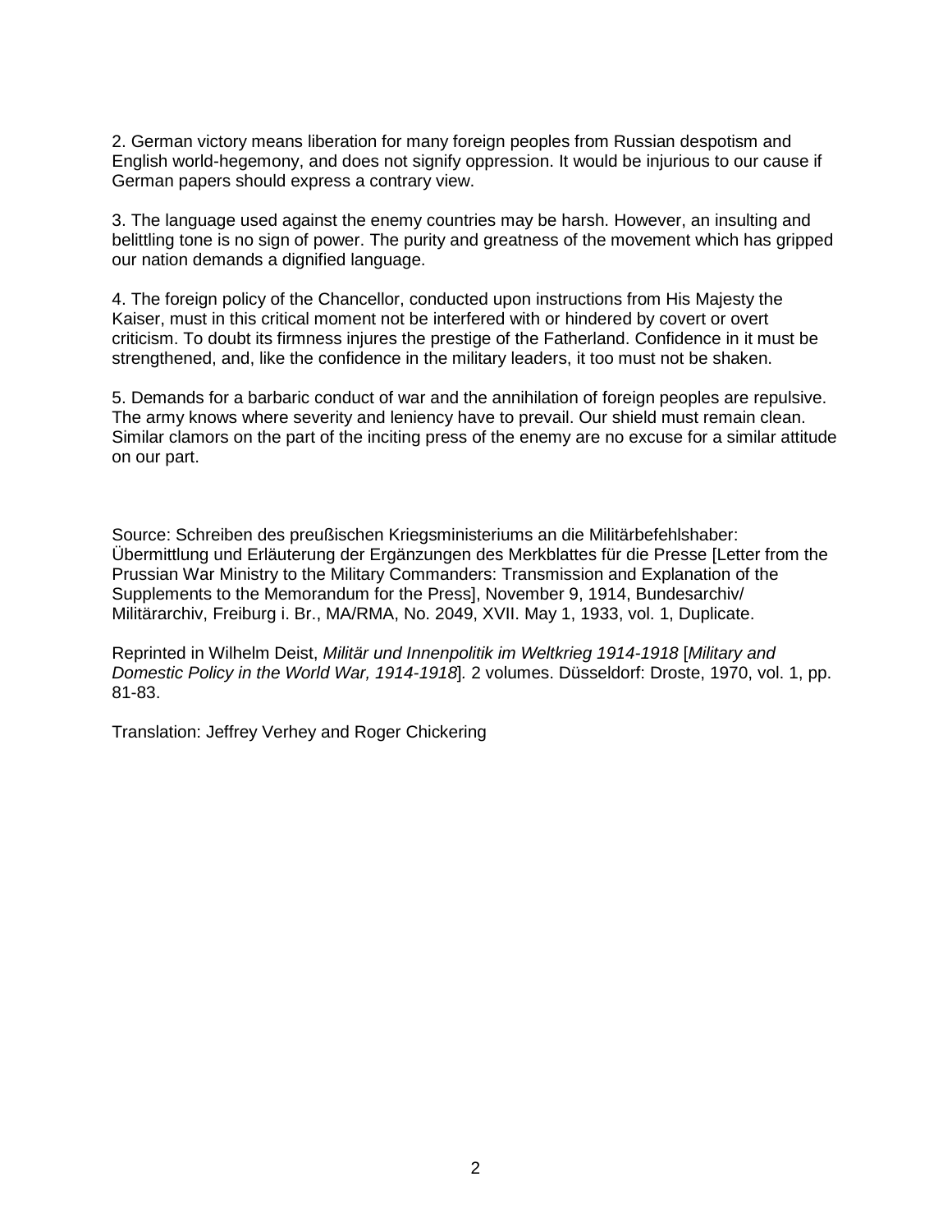2. German victory means liberation for many foreign peoples from Russian despotism and English world-hegemony, and does not signify oppression. It would be injurious to our cause if German papers should express a contrary view.

3. The language used against the enemy countries may be harsh. However, an insulting and belittling tone is no sign of power. The purity and greatness of the movement which has gripped our nation demands a dignified language.

4. The foreign policy of the Chancellor, conducted upon instructions from His Majesty the Kaiser, must in this critical moment not be interfered with or hindered by covert or overt criticism. To doubt its firmness injures the prestige of the Fatherland. Confidence in it must be strengthened, and, like the confidence in the military leaders, it too must not be shaken.

5. Demands for a barbaric conduct of war and the annihilation of foreign peoples are repulsive. The army knows where severity and leniency have to prevail. Our shield must remain clean. Similar clamors on the part of the inciting press of the enemy are no excuse for a similar attitude on our part.

Source: Schreiben des preußischen Kriegsministeriums an die Militärbefehlshaber: Übermittlung und Erläuterung der Ergänzungen des Merkblattes für die Presse [Letter from the Prussian War Ministry to the Military Commanders: Transmission and Explanation of the Supplements to the Memorandum for the Press], November 9, 1914, Bundesarchiv/ Militärarchiv, Freiburg i. Br., MA/RMA, No. 2049, XVII. May 1, 1933, vol. 1, Duplicate.

Reprinted in Wilhelm Deist, *Militär und Innenpolitik im Weltkrieg 1914-1918* [*Military and Domestic Policy in the World War, 1914-1918*]. 2 volumes. Düsseldorf: Droste, 1970, vol. 1, pp. 81-83.

Translation: Jeffrey Verhey and Roger Chickering